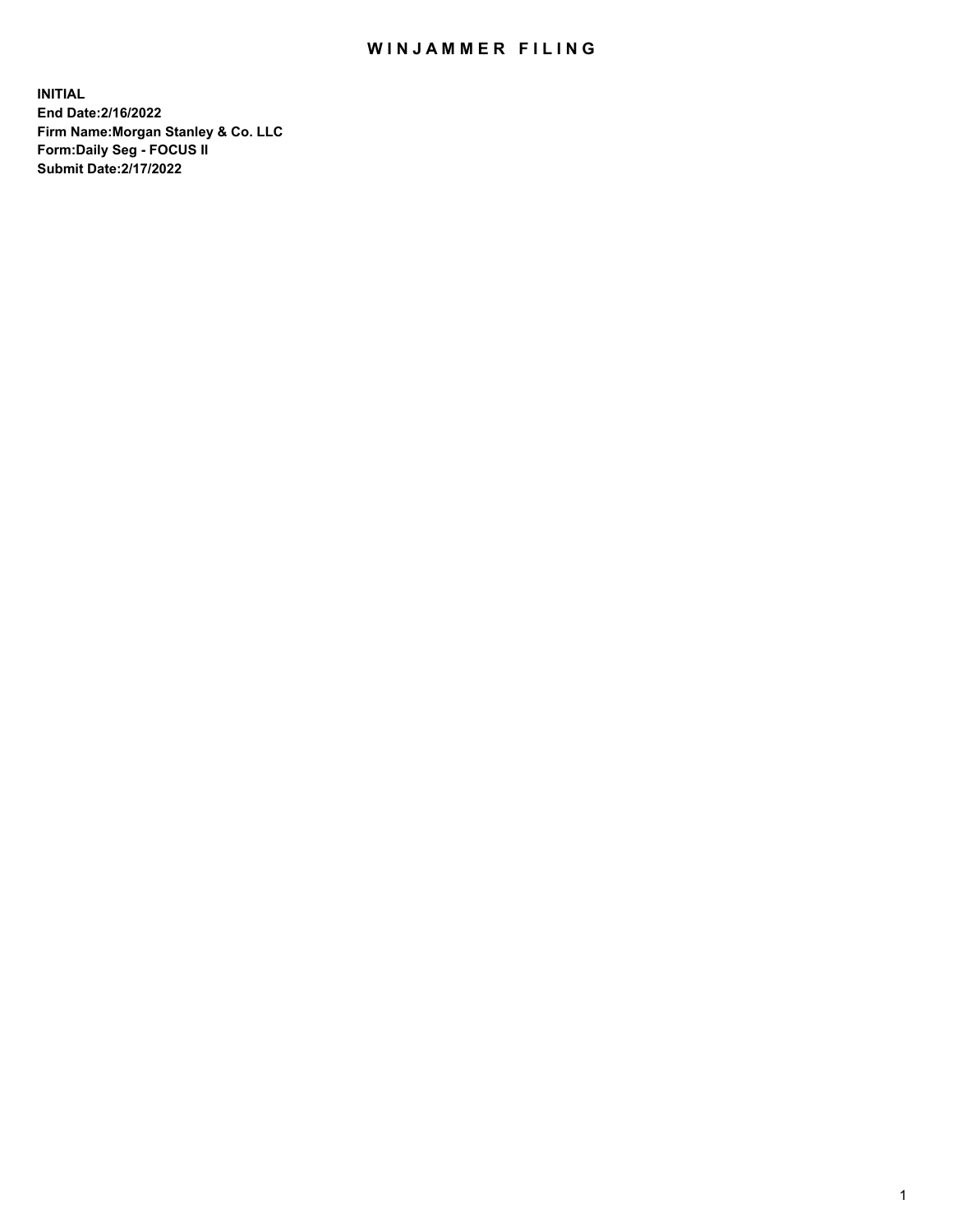# WINJAMMER FILING

**INITIAL**
**End Date:2/16/2022**
**Firm Name:Morgan Stanley & Co. LLC**
**Form:Daily Seg - FOCUS II**
**Submit Date:2/17/2022**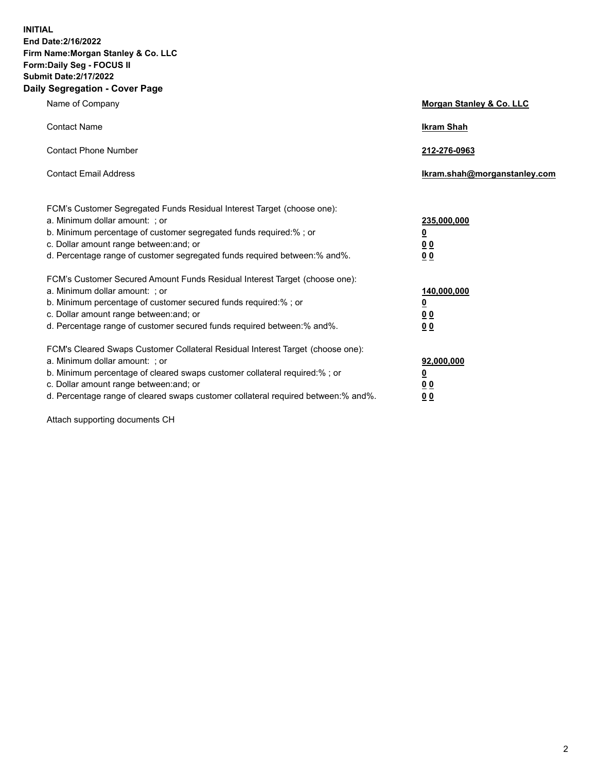**INITIAL**
**End Date:2/16/2022**
**Firm Name:Morgan Stanley & Co. LLC**
**Form:Daily Seg - FOCUS II**
**Submit Date:2/17/2022**

## Daily Segregation - Cover Page

| | |
|---|---|
| Name of Company | **Morgan Stanley & Co. LLC** |
| Contact Name | **Ikram Shah** |
| Contact Phone Number | **212-276-0963** |
| Contact Email Address | **Ikram.shah@morganstanley.com** |

FCM's Customer Segregated Funds Residual Interest Target (choose one):

| | |
|---|---|
| a. Minimum dollar amount: ; or | **235,000,000** |
| b. Minimum percentage of customer segregated funds required:% ; or | **0** |
| c. Dollar amount range between:and; or | **0 0** |
| d. Percentage range of customer segregated funds required between:% and%. | **0 0** |

FCM's Customer Secured Amount Funds Residual Interest Target (choose one):

| | |
|---|---|
| a. Minimum dollar amount: ; or | **140,000,000** |
| b. Minimum percentage of customer secured funds required:% ; or | **0** |
| c. Dollar amount range between:and; or | **0 0** |
| d. Percentage range of customer secured funds required between:% and%. | **0 0** |

FCM's Cleared Swaps Customer Collateral Residual Interest Target (choose one):

| | |
|---|---|
| a. Minimum dollar amount: ; or | **92,000,000** |
| b. Minimum percentage of cleared swaps customer collateral required:% ; or | **0** |
| c. Dollar amount range between:and; or | **0 0** |
| d. Percentage range of cleared swaps customer collateral required between:% and%. | **0 0** |

Attach supporting documents CH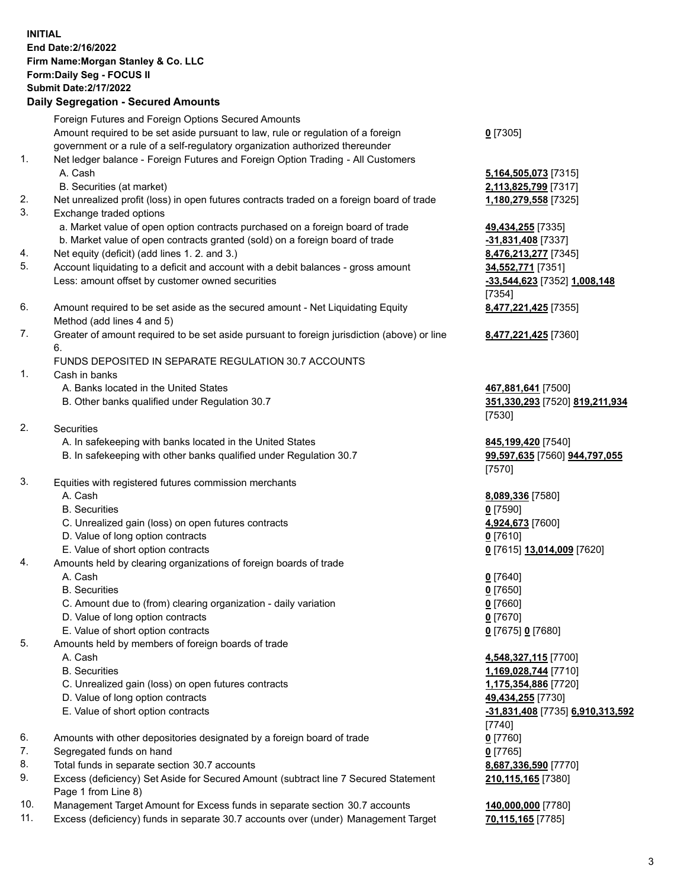**INITIAL**
**End Date:2/16/2022**
**Firm Name:Morgan Stanley & Co. LLC**
**Form:Daily Seg - FOCUS II**
**Submit Date:2/17/2022**

### Daily Segregation - Secured Amounts

| | | |
|---|---|---|
| | Foreign Futures and Foreign Options Secured Amounts | |
| | Amount required to be set aside pursuant to law, rule or regulation of a foreign government or a rule of a self-regulatory organization authorized thereunder | **0** [7305] |
| 1. | Net ledger balance - Foreign Futures and Foreign Option Trading - All Customers | |
| | A. Cash | **5,164,505,073** [7315] |
| | B. Securities (at market) | **2,113,825,799** [7317] |
| 2. | Net unrealized profit (loss) in open futures contracts traded on a foreign board of trade | **1,180,279,558** [7325] |
| 3. | Exchange traded options | |
| | a. Market value of open option contracts purchased on a foreign board of trade | **49,434,255** [7335] |
| | b. Market value of open contracts granted (sold) on a foreign board of trade | **-31,831,408** [7337] |
| 4. | Net equity (deficit) (add lines 1. 2. and 3.) | **8,476,213,277** [7345] |
| 5. | Account liquidating to a deficit and account with a debit balances - gross amount | **34,552,771** [7351] |
| | Less: amount offset by customer owned securities | **-33,544,623** [7352] **1,008,148** [7354] |
| 6. | Amount required to be set aside as the secured amount - Net Liquidating Equity Method (add lines 4 and 5) | **8,477,221,425** [7355] |
| 7. | Greater of amount required to be set aside pursuant to foreign jurisdiction (above) or line 6. | **8,477,221,425** [7360] |
| | FUNDS DEPOSITED IN SEPARATE REGULATION 30.7 ACCOUNTS | |
| 1. | Cash in banks | |
| | A. Banks located in the United States | **467,881,641** [7500] |
| | B. Other banks qualified under Regulation 30.7 | **351,330,293** [7520] **819,211,934** [7530] |
| 2. | Securities | |
| | A. In safekeeping with banks located in the United States | **845,199,420** [7540] |
| | B. In safekeeping with other banks qualified under Regulation 30.7 | **99,597,635** [7560] **944,797,055** [7570] |
| 3. | Equities with registered futures commission merchants | |
| | A. Cash | **8,089,336** [7580] |
| | B. Securities | **0** [7590] |
| | C. Unrealized gain (loss) on open futures contracts | **4,924,673** [7600] |
| | D. Value of long option contracts | **0** [7610] |
| | E. Value of short option contracts | **0** [7615] **13,014,009** [7620] |
| 4. | Amounts held by clearing organizations of foreign boards of trade | |
| | A. Cash | **0** [7640] |
| | B. Securities | **0** [7650] |
| | C. Amount due to (from) clearing organization - daily variation | **0** [7660] |
| | D. Value of long option contracts | **0** [7670] |
| | E. Value of short option contracts | **0** [7675] **0** [7680] |
| 5. | Amounts held by members of foreign boards of trade | |
| | A. Cash | **4,548,327,115** [7700] |
| | B. Securities | **1,169,028,744** [7710] |
| | C. Unrealized gain (loss) on open futures contracts | **1,175,354,886** [7720] |
| | D. Value of long option contracts | **49,434,255** [7730] |
| | E. Value of short option contracts | **-31,831,408** [7735] **6,910,313,592** [7740] |
| 6. | Amounts with other depositories designated by a foreign board of trade | **0** [7760] |
| 7. | Segregated funds on hand | **0** [7765] |
| 8. | Total funds in separate section 30.7 accounts | **8,687,336,590** [7770] |
| 9. | Excess (deficiency) Set Aside for Secured Amount (subtract line 7 Secured Statement Page 1 from Line 8) | **210,115,165** [7380] |
| 10. | Management Target Amount for Excess funds in separate section 30.7 accounts | **140,000,000** [7780] |
| 11. | Excess (deficiency) funds in separate 30.7 accounts over (under) Management Target | **70,115,165** [7785] |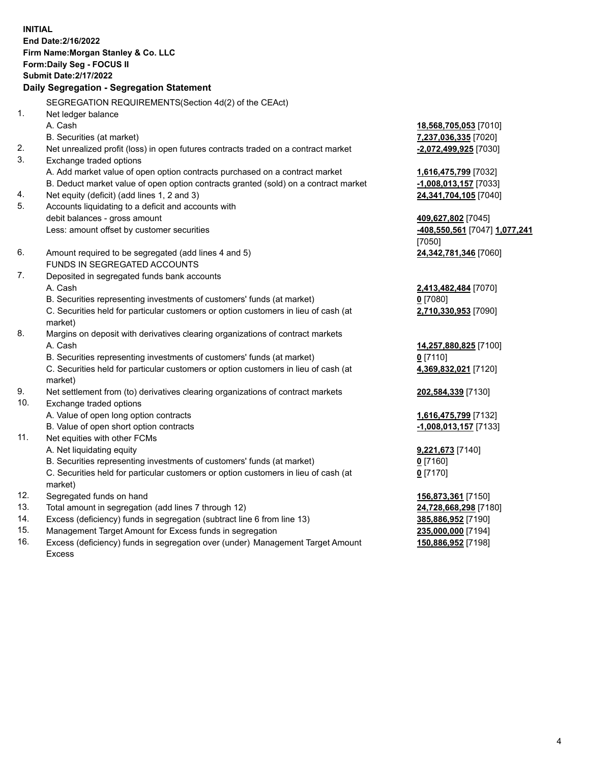**INITIAL**
**End Date:2/16/2022**
**Firm Name:Morgan Stanley & Co. LLC**
**Form:Daily Seg - FOCUS II**
**Submit Date:2/17/2022**

**Daily Segregation - Segregation Statement**

SEGREGATION REQUIREMENTS(Section 4d(2) of the CEAct)

| | | |
|---|---|---|
| 1. | Net ledger balance | |
| | A. Cash | **18,568,705,053** [7010] |
| | B. Securities (at market) | **7,237,036,335** [7020] |
| 2. | Net unrealized profit (loss) in open futures contracts traded on a contract market | **-2,072,499,925** [7030] |
| 3. | Exchange traded options | |
| | A. Add market value of open option contracts purchased on a contract market | **1,616,475,799** [7032] |
| | B. Deduct market value of open option contracts granted (sold) on a contract market | **-1,008,013,157** [7033] |
| 4. | Net equity (deficit) (add lines 1, 2 and 3) | **24,341,704,105** [7040] |
| 5. | Accounts liquidating to a deficit and accounts with debit balances - gross amount | **409,627,802** [7045] |
| | Less: amount offset by customer securities | **-408,550,561** [7047] **1,077,241** [7050] |
| 6. | Amount required to be segregated (add lines 4 and 5) | **24,342,781,346** [7060] |
| | FUNDS IN SEGREGATED ACCOUNTS | |
| 7. | Deposited in segregated funds bank accounts | |
| | A. Cash | **2,413,482,484** [7070] |
| | B. Securities representing investments of customers' funds (at market) | **0** [7080] |
| | C. Securities held for particular customers or option customers in lieu of cash (at market) | **2,710,330,953** [7090] |
| 8. | Margins on deposit with derivatives clearing organizations of contract markets | |
| | A. Cash | **14,257,880,825** [7100] |
| | B. Securities representing investments of customers' funds (at market) | **0** [7110] |
| | C. Securities held for particular customers or option customers in lieu of cash (at market) | **4,369,832,021** [7120] |
| 9. | Net settlement from (to) derivatives clearing organizations of contract markets | **202,584,339** [7130] |
| 10. | Exchange traded options | |
| | A. Value of open long option contracts | **1,616,475,799** [7132] |
| | B. Value of open short option contracts | **-1,008,013,157** [7133] |
| 11. | Net equities with other FCMs | |
| | A. Net liquidating equity | **9,221,673** [7140] |
| | B. Securities representing investments of customers' funds (at market) | **0** [7160] |
| | C. Securities held for particular customers or option customers in lieu of cash (at market) | **0** [7170] |
| 12. | Segregated funds on hand | **156,873,361** [7150] |
| 13. | Total amount in segregation (add lines 7 through 12) | **24,728,668,298** [7180] |
| 14. | Excess (deficiency) funds in segregation (subtract line 6 from line 13) | **385,886,952** [7190] |
| 15. | Management Target Amount for Excess funds in segregation | **235,000,000** [7194] |
| 16. | Excess (deficiency) funds in segregation over (under) Management Target Amount Excess | **150,886,952** [7198] |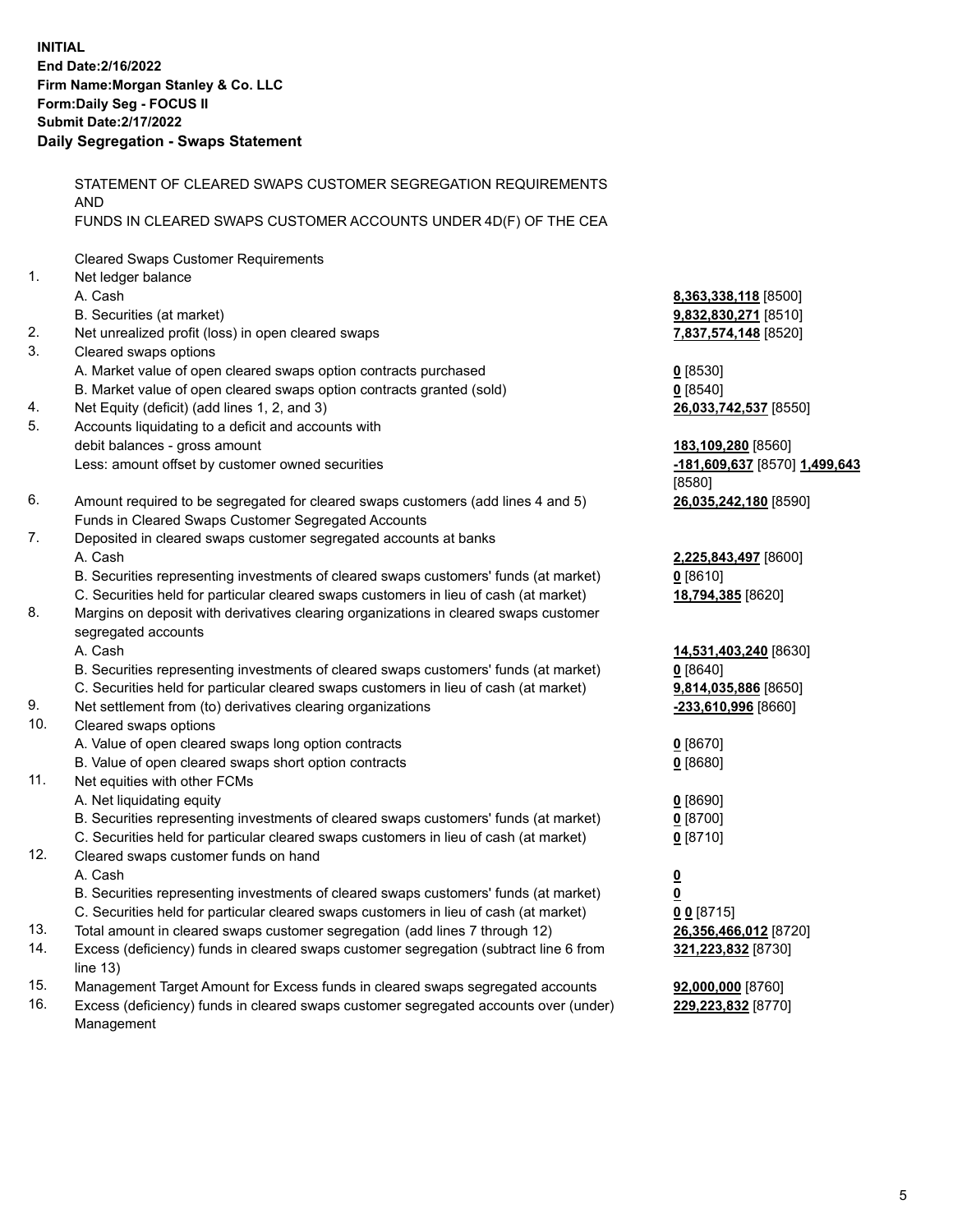**INITIAL**
**End Date:2/16/2022**
**Firm Name:Morgan Stanley & Co. LLC**
**Form:Daily Seg - FOCUS II**
**Submit Date:2/17/2022**
**Daily Segregation - Swaps Statement**

STATEMENT OF CLEARED SWAPS CUSTOMER SEGREGATION REQUIREMENTS AND FUNDS IN CLEARED SWAPS CUSTOMER ACCOUNTS UNDER 4D(F) OF THE CEA

| | | |
|---|---|---|
| | Cleared Swaps Customer Requirements | |
| 1. | Net ledger balance | |
| | A. Cash | **8,363,338,118** [8500] |
| | B. Securities (at market) | **9,832,830,271** [8510] |
| 2. | Net unrealized profit (loss) in open cleared swaps | **7,837,574,148** [8520] |
| 3. | Cleared swaps options | |
| | A. Market value of open cleared swaps option contracts purchased | **0** [8530] |
| | B. Market value of open cleared swaps option contracts granted (sold) | **0** [8540] |
| 4. | Net Equity (deficit) (add lines 1, 2, and 3) | **26,033,742,537** [8550] |
| 5. | Accounts liquidating to a deficit and accounts with debit balances - gross amount | **183,109,280** [8560] |
| | Less: amount offset by customer owned securities | **-181,609,637** [8570] **1,499,643** [8580] |
| 6. | Amount required to be segregated for cleared swaps customers (add lines 4 and 5) | **26,035,242,180** [8590] |
| | Funds in Cleared Swaps Customer Segregated Accounts | |
| 7. | Deposited in cleared swaps customer segregated accounts at banks | |
| | A. Cash | **2,225,843,497** [8600] |
| | B. Securities representing investments of cleared swaps customers' funds (at market) | **0** [8610] |
| | C. Securities held for particular cleared swaps customers in lieu of cash (at market) | **18,794,385** [8620] |
| 8. | Margins on deposit with derivatives clearing organizations in cleared swaps customer segregated accounts | |
| | A. Cash | **14,531,403,240** [8630] |
| | B. Securities representing investments of cleared swaps customers' funds (at market) | **0** [8640] |
| | C. Securities held for particular cleared swaps customers in lieu of cash (at market) | **9,814,035,886** [8650] |
| 9. | Net settlement from (to) derivatives clearing organizations | **-233,610,996** [8660] |
| 10. | Cleared swaps options | |
| | A. Value of open cleared swaps long option contracts | **0** [8670] |
| | B. Value of open cleared swaps short option contracts | **0** [8680] |
| 11. | Net equities with other FCMs | |
| | A. Net liquidating equity | **0** [8690] |
| | B. Securities representing investments of cleared swaps customers' funds (at market) | **0** [8700] |
| | C. Securities held for particular cleared swaps customers in lieu of cash (at market) | **0** [8710] |
| 12. | Cleared swaps customer funds on hand | |
| | A. Cash | **0** |
| | B. Securities representing investments of cleared swaps customers' funds (at market) | **0** |
| | C. Securities held for particular cleared swaps customers in lieu of cash (at market) | **0** **0** [8715] |
| 13. | Total amount in cleared swaps customer segregation (add lines 7 through 12) | **26,356,466,012** [8720] |
| 14. | Excess (deficiency) funds in cleared swaps customer segregation (subtract line 6 from line 13) | **321,223,832** [8730] |
| 15. | Management Target Amount for Excess funds in cleared swaps segregated accounts | **92,000,000** [8760] |
| 16. | Excess (deficiency) funds in cleared swaps customer segregated accounts over (under) Management | **229,223,832** [8770] |